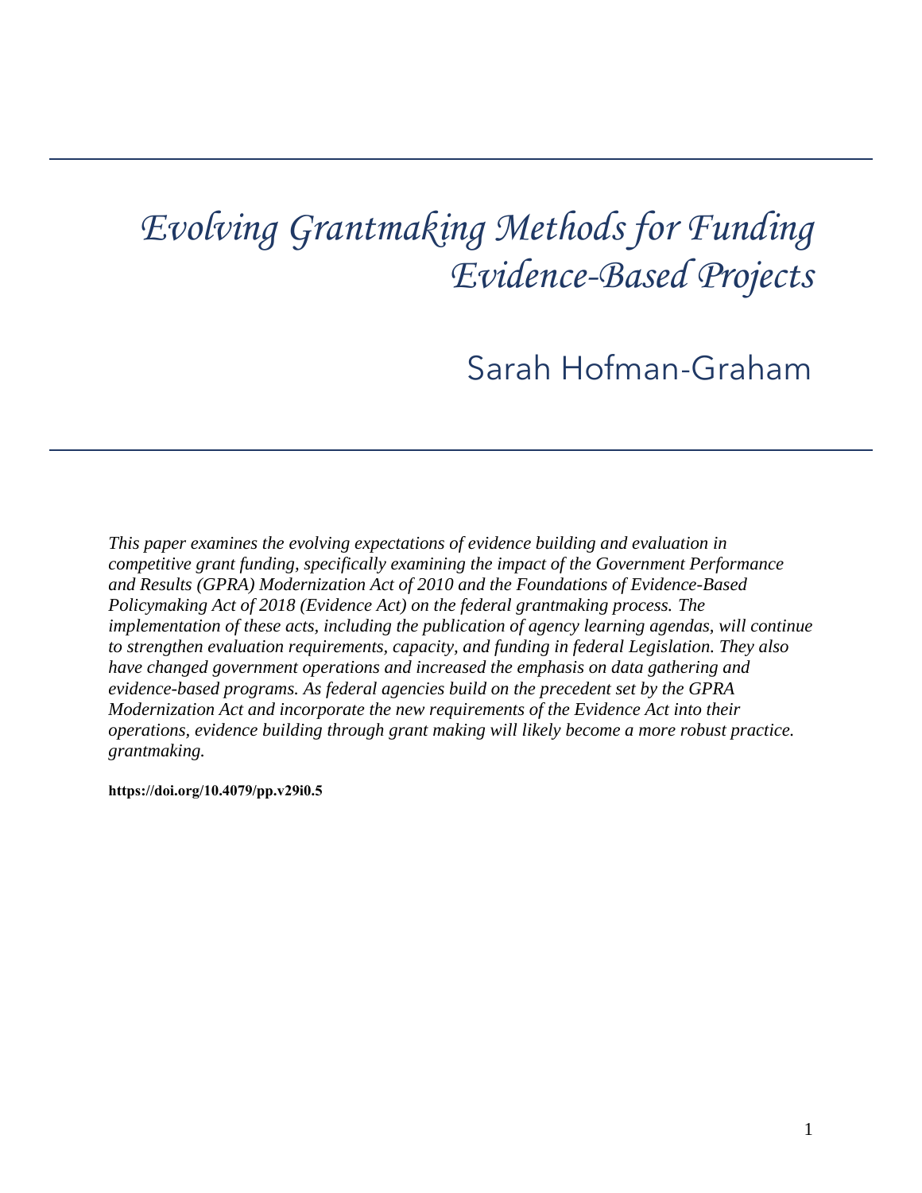# *Evolving Grantmaking Methods for Funding Evidence-Based Projects*

## Sarah Hofman-Graham

*This paper examines the evolving expectations of evidence building and evaluation in competitive grant funding, specifically examining the impact of the Government Performance and Results (GPRA) Modernization Act of 2010 and the Foundations of Evidence-Based Policymaking Act of 2018 (Evidence Act) on the federal grantmaking process. The implementation of these acts, including the publication of agency learning agendas, will continue to strengthen evaluation requirements, capacity, and funding in federal Legislation. They also have changed government operations and increased the emphasis on data gathering and evidence-based programs. As federal agencies build on the precedent set by the GPRA Modernization Act and incorporate the new requirements of the Evidence Act into their operations, evidence building through grant making will likely become a more robust practice. grantmaking.*

**https://doi.org/10.4079/pp.v29i0.5**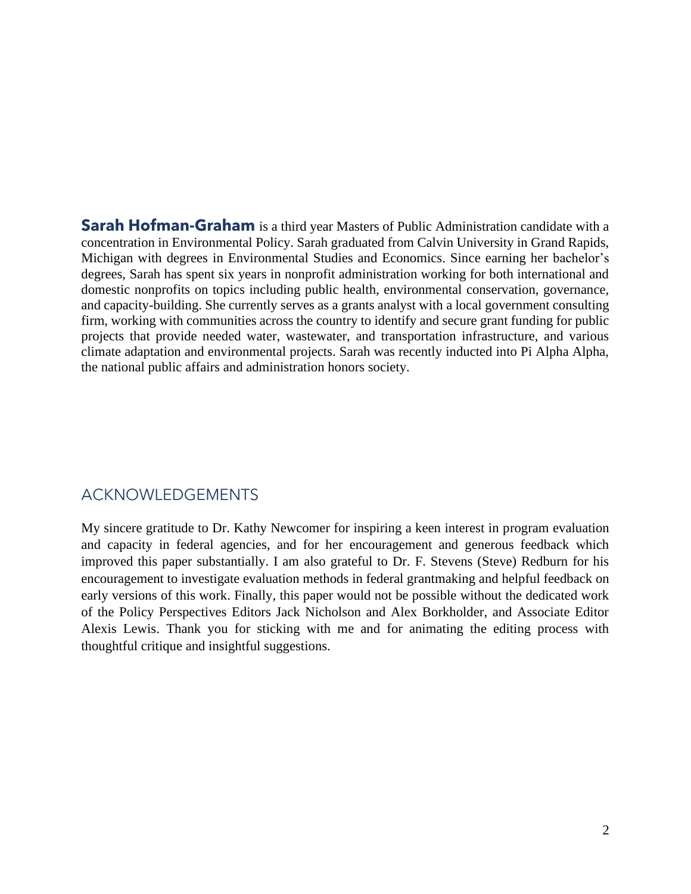**Sarah Hofman-Graham** is a third year Masters of Public Administration candidate with a concentration in Environmental Policy. Sarah graduated from Calvin University in Grand Rapids, Michigan with degrees in Environmental Studies and Economics. Since earning her bachelor's degrees, Sarah has spent six years in nonprofit administration working for both international and domestic nonprofits on topics including public health, environmental conservation, governance, and capacity-building. She currently serves as a grants analyst with a local government consulting firm, working with communities across the country to identify and secure grant funding for public projects that provide needed water, wastewater, and transportation infrastructure, and various climate adaptation and environmental projects. Sarah was recently inducted into Pi Alpha Alpha, the national public affairs and administration honors society.

## ACKNOWLEDGEMENTS

My sincere gratitude to Dr. Kathy Newcomer for inspiring a keen interest in program evaluation and capacity in federal agencies, and for her encouragement and generous feedback which improved this paper substantially. I am also grateful to Dr. F. Stevens (Steve) Redburn for his encouragement to investigate evaluation methods in federal grantmaking and helpful feedback on early versions of this work. Finally, this paper would not be possible without the dedicated work of the Policy Perspectives Editors Jack Nicholson and Alex Borkholder, and Associate Editor Alexis Lewis. Thank you for sticking with me and for animating the editing process with thoughtful critique and insightful suggestions.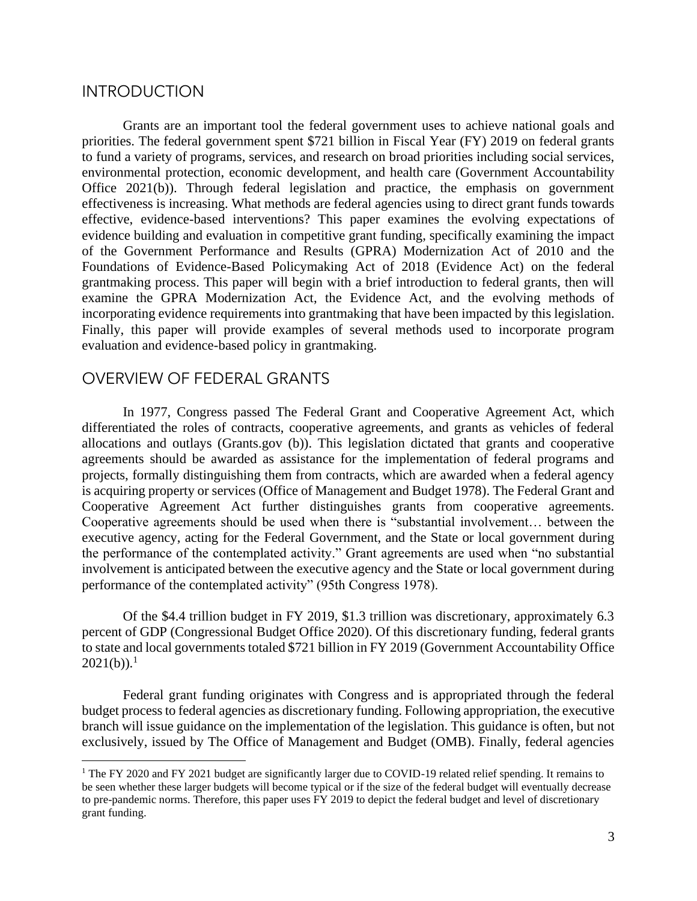## INTRODUCTION

Grants are an important tool the federal government uses to achieve national goals and priorities. The federal government spent $721 billion in Fiscal Year (FY) 2019 on federal grants to fund a variety of programs, services, and research on broad priorities including social services, environmental protection, economic development, and health care (Government Accountability Office 2021(b)). Through federal legislation and practice, the emphasis on government effectiveness is increasing. What methods are federal agencies using to direct grant funds towards effective, evidence-based interventions? This paper examines the evolving expectations of evidence building and evaluation in competitive grant funding, specifically examining the impact of the Government Performance and Results (GPRA) Modernization Act of 2010 and the Foundations of Evidence-Based Policymaking Act of 2018 (Evidence Act) on the federal grantmaking process. This paper will begin with a brief introduction to federal grants, then will examine the GPRA Modernization Act, the Evidence Act, and the evolving methods of incorporating evidence requirements into grantmaking that have been impacted by this legislation. Finally, this paper will provide examples of several methods used to incorporate program evaluation and evidence-based policy in grantmaking.

## OVERVIEW OF FEDERAL GRANTS

In 1977, Congress passed The Federal Grant and Cooperative Agreement Act, which differentiated the roles of contracts, cooperative agreements, and grants as vehicles of federal allocations and outlays (Grants.gov (b)). This legislation dictated that grants and cooperative agreements should be awarded as assistance for the implementation of federal programs and projects, formally distinguishing them from contracts, which are awarded when a federal agency is acquiring property or services (Office of Management and Budget 1978). The Federal Grant and Cooperative Agreement Act further distinguishes grants from cooperative agreements. Cooperative agreements should be used when there is "substantial involvement… between the executive agency, acting for the Federal Government, and the State or local government during the performance of the contemplated activity." Grant agreements are used when "no substantial involvement is anticipated between the executive agency and the State or local government during performance of the contemplated activity" (95th Congress 1978).

Of the $4.4 trillion budget in FY 2019, $1.3 trillion was discretionary, approximately 6.3 percent of GDP (Congressional Budget Office 2020). Of this discretionary funding, federal grants to state and local governments totaled $721 billion in FY 2019 (Government Accountability Office 2021(b)).[1]

Federal grant funding originates with Congress and is appropriated through the federal budget process to federal agencies as discretionary funding. Following appropriation, the executive branch will issue guidance on the implementation of the legislation. This guidance is often, but not exclusively, issued by The Office of Management and Budget (OMB). Finally, federal agencies

[1] The FY 2020 and FY 2021 budget are significantly larger due to COVID-19 related relief spending. It remains to be seen whether these larger budgets will become typical or if the size of the federal budget will eventually decrease to pre-pandemic norms. Therefore, this paper uses FY 2019 to depict the federal budget and level of discretionary grant funding.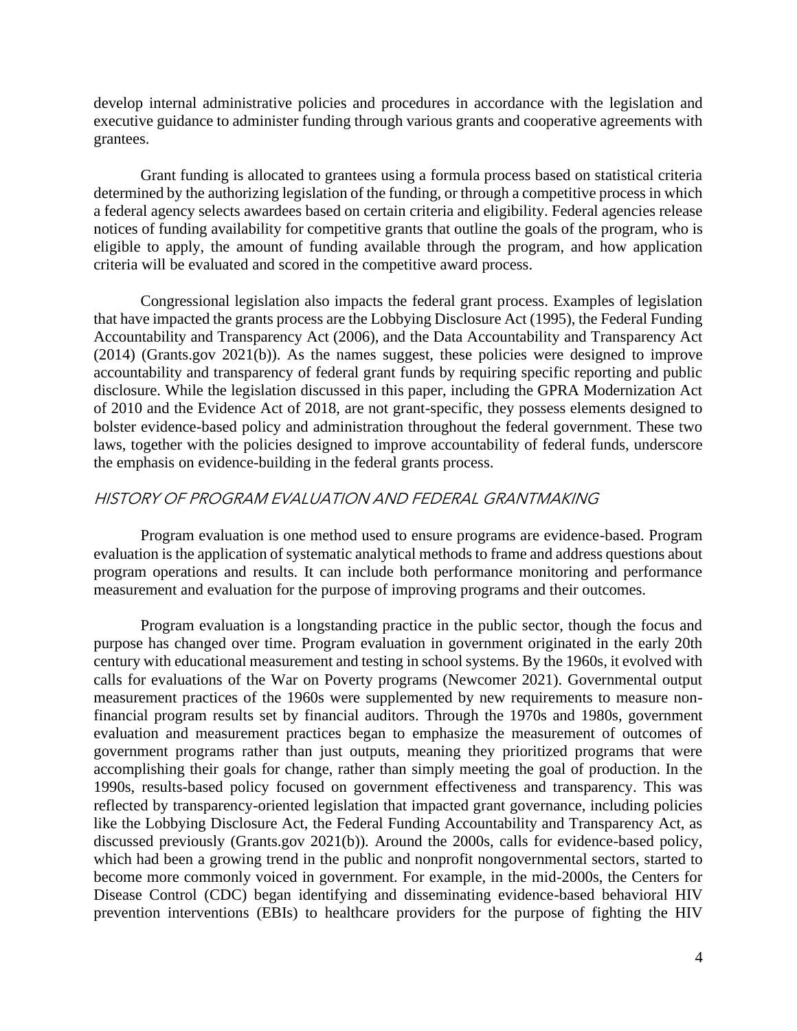develop internal administrative policies and procedures in accordance with the legislation and executive guidance to administer funding through various grants and cooperative agreements with grantees.

Grant funding is allocated to grantees using a formula process based on statistical criteria determined by the authorizing legislation of the funding, or through a competitive process in which a federal agency selects awardees based on certain criteria and eligibility. Federal agencies release notices of funding availability for competitive grants that outline the goals of the program, who is eligible to apply, the amount of funding available through the program, and how application criteria will be evaluated and scored in the competitive award process.

Congressional legislation also impacts the federal grant process. Examples of legislation that have impacted the grants process are the Lobbying Disclosure Act (1995), the Federal Funding Accountability and Transparency Act (2006), and the Data Accountability and Transparency Act (2014) (Grants.gov 2021(b)). As the names suggest, these policies were designed to improve accountability and transparency of federal grant funds by requiring specific reporting and public disclosure. While the legislation discussed in this paper, including the GPRA Modernization Act of 2010 and the Evidence Act of 2018, are not grant-specific, they possess elements designed to bolster evidence-based policy and administration throughout the federal government. These two laws, together with the policies designed to improve accountability of federal funds, underscore the emphasis on evidence-building in the federal grants process.

## *HISTORY OF PROGRAM EVALUATION AND FEDERAL GRANTMAKING*

Program evaluation is one method used to ensure programs are evidence-based. Program evaluation is the application of systematic analytical methods to frame and address questions about program operations and results. It can include both performance monitoring and performance measurement and evaluation for the purpose of improving programs and their outcomes.

Program evaluation is a longstanding practice in the public sector, though the focus and purpose has changed over time. Program evaluation in government originated in the early 20th century with educational measurement and testing in school systems. By the 1960s, it evolved with calls for evaluations of the War on Poverty programs (Newcomer 2021). Governmental output measurement practices of the 1960s were supplemented by new requirements to measure non-financial program results set by financial auditors. Through the 1970s and 1980s, government evaluation and measurement practices began to emphasize the measurement of outcomes of government programs rather than just outputs, meaning they prioritized programs that were accomplishing their goals for change, rather than simply meeting the goal of production. In the 1990s, results-based policy focused on government effectiveness and transparency. This was reflected by transparency-oriented legislation that impacted grant governance, including policies like the Lobbying Disclosure Act, the Federal Funding Accountability and Transparency Act, as discussed previously (Grants.gov 2021(b)). Around the 2000s, calls for evidence-based policy, which had been a growing trend in the public and nonprofit nongovernmental sectors, started to become more commonly voiced in government. For example, in the mid-2000s, the Centers for Disease Control (CDC) began identifying and disseminating evidence-based behavioral HIV prevention interventions (EBIs) to healthcare providers for the purpose of fighting the HIV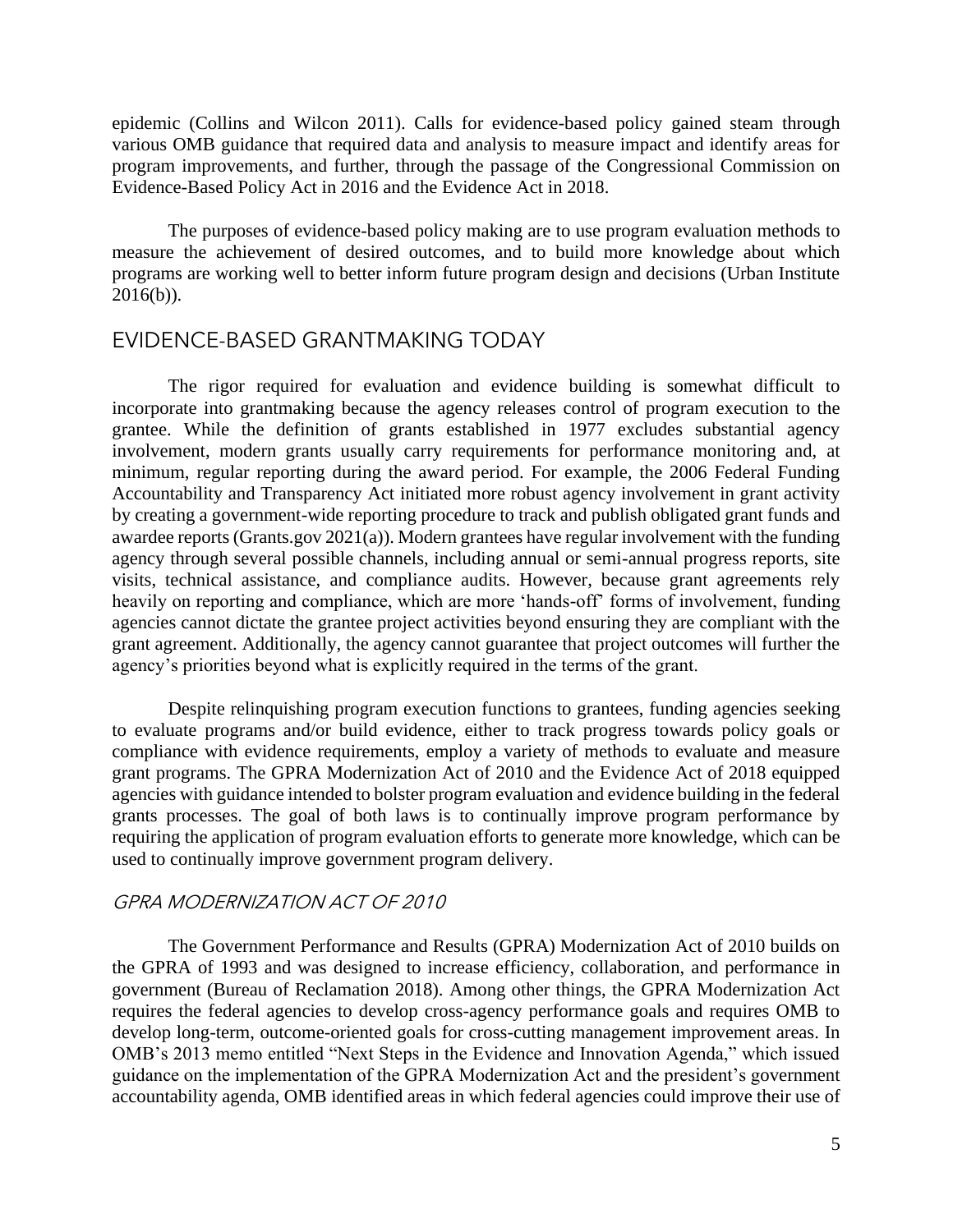epidemic (Collins and Wilcon 2011). Calls for evidence-based policy gained steam through various OMB guidance that required data and analysis to measure impact and identify areas for program improvements, and further, through the passage of the Congressional Commission on Evidence-Based Policy Act in 2016 and the Evidence Act in 2018.

The purposes of evidence-based policy making are to use program evaluation methods to measure the achievement of desired outcomes, and to build more knowledge about which programs are working well to better inform future program design and decisions (Urban Institute 2016(b)).

## EVIDENCE-BASED GRANTMAKING TODAY

The rigor required for evaluation and evidence building is somewhat difficult to incorporate into grantmaking because the agency releases control of program execution to the grantee. While the definition of grants established in 1977 excludes substantial agency involvement, modern grants usually carry requirements for performance monitoring and, at minimum, regular reporting during the award period. For example, the 2006 Federal Funding Accountability and Transparency Act initiated more robust agency involvement in grant activity by creating a government-wide reporting procedure to track and publish obligated grant funds and awardee reports (Grants.gov 2021(a)). Modern grantees have regular involvement with the funding agency through several possible channels, including annual or semi-annual progress reports, site visits, technical assistance, and compliance audits. However, because grant agreements rely heavily on reporting and compliance, which are more 'hands-off' forms of involvement, funding agencies cannot dictate the grantee project activities beyond ensuring they are compliant with the grant agreement. Additionally, the agency cannot guarantee that project outcomes will further the agency's priorities beyond what is explicitly required in the terms of the grant.

Despite relinquishing program execution functions to grantees, funding agencies seeking to evaluate programs and/or build evidence, either to track progress towards policy goals or compliance with evidence requirements, employ a variety of methods to evaluate and measure grant programs. The GPRA Modernization Act of 2010 and the Evidence Act of 2018 equipped agencies with guidance intended to bolster program evaluation and evidence building in the federal grants processes. The goal of both laws is to continually improve program performance by requiring the application of program evaluation efforts to generate more knowledge, which can be used to continually improve government program delivery.

### *GPRA MODERNIZATION ACT OF 2010*

The Government Performance and Results (GPRA) Modernization Act of 2010 builds on the GPRA of 1993 and was designed to increase efficiency, collaboration, and performance in government (Bureau of Reclamation 2018). Among other things, the GPRA Modernization Act requires the federal agencies to develop cross-agency performance goals and requires OMB to develop long-term, outcome-oriented goals for cross-cutting management improvement areas. In OMB's 2013 memo entitled "Next Steps in the Evidence and Innovation Agenda," which issued guidance on the implementation of the GPRA Modernization Act and the president's government accountability agenda, OMB identified areas in which federal agencies could improve their use of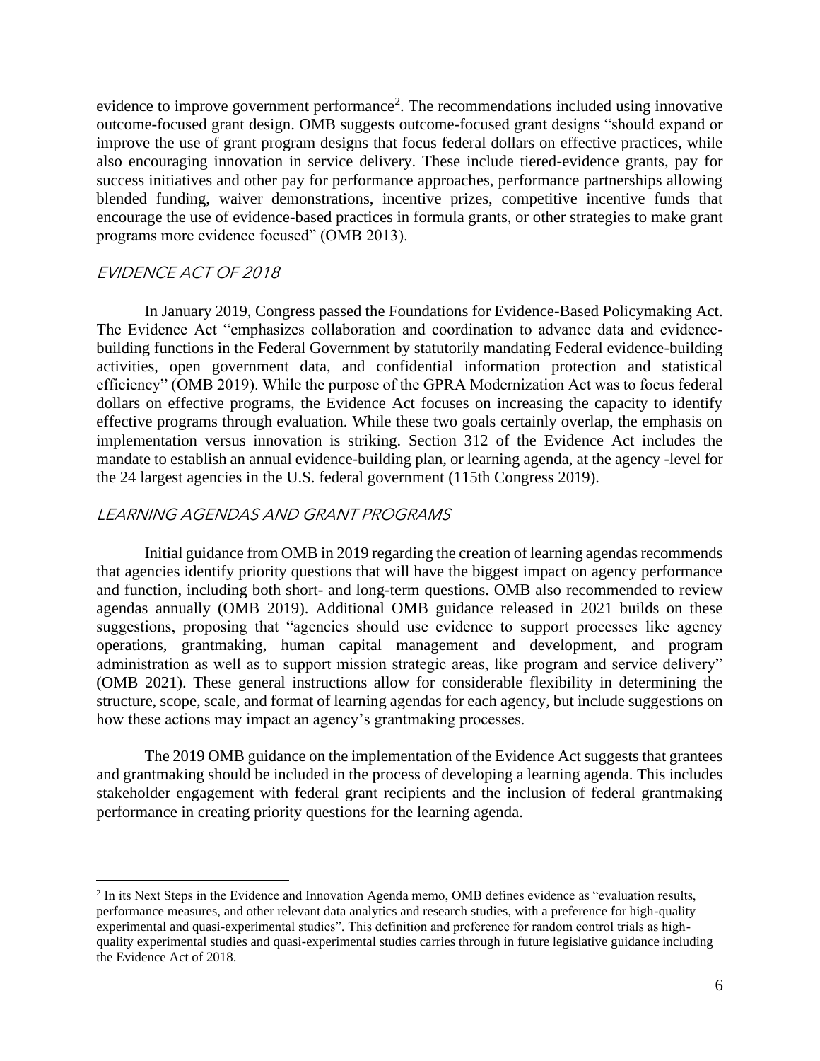evidence to improve government performance[2]. The recommendations included using innovative outcome-focused grant design. OMB suggests outcome-focused grant designs "should expand or improve the use of grant program designs that focus federal dollars on effective practices, while also encouraging innovation in service delivery. These include tiered-evidence grants, pay for success initiatives and other pay for performance approaches, performance partnerships allowing blended funding, waiver demonstrations, incentive prizes, competitive incentive funds that encourage the use of evidence-based practices in formula grants, or other strategies to make grant programs more evidence focused" (OMB 2013).

### *EVIDENCE ACT OF 2018*

In January 2019, Congress passed the Foundations for Evidence-Based Policymaking Act. The Evidence Act "emphasizes collaboration and coordination to advance data and evidence-building functions in the Federal Government by statutorily mandating Federal evidence-building activities, open government data, and confidential information protection and statistical efficiency" (OMB 2019). While the purpose of the GPRA Modernization Act was to focus federal dollars on effective programs, the Evidence Act focuses on increasing the capacity to identify effective programs through evaluation. While these two goals certainly overlap, the emphasis on implementation versus innovation is striking. Section 312 of the Evidence Act includes the mandate to establish an annual evidence-building plan, or learning agenda, at the agency -level for the 24 largest agencies in the U.S. federal government (115th Congress 2019).

### *LEARNING AGENDAS AND GRANT PROGRAMS*

Initial guidance from OMB in 2019 regarding the creation of learning agendas recommends that agencies identify priority questions that will have the biggest impact on agency performance and function, including both short- and long-term questions. OMB also recommended to review agendas annually (OMB 2019). Additional OMB guidance released in 2021 builds on these suggestions, proposing that "agencies should use evidence to support processes like agency operations, grantmaking, human capital management and development, and program administration as well as to support mission strategic areas, like program and service delivery" (OMB 2021). These general instructions allow for considerable flexibility in determining the structure, scope, scale, and format of learning agendas for each agency, but include suggestions on how these actions may impact an agency's grantmaking processes.

The 2019 OMB guidance on the implementation of the Evidence Act suggests that grantees and grantmaking should be included in the process of developing a learning agenda. This includes stakeholder engagement with federal grant recipients and the inclusion of federal grantmaking performance in creating priority questions for the learning agenda.

---

[2] In its Next Steps in the Evidence and Innovation Agenda memo, OMB defines evidence as "evaluation results, performance measures, and other relevant data analytics and research studies, with a preference for high-quality experimental and quasi-experimental studies". This definition and preference for random control trials as high-quality experimental studies and quasi-experimental studies carries through in future legislative guidance including the Evidence Act of 2018.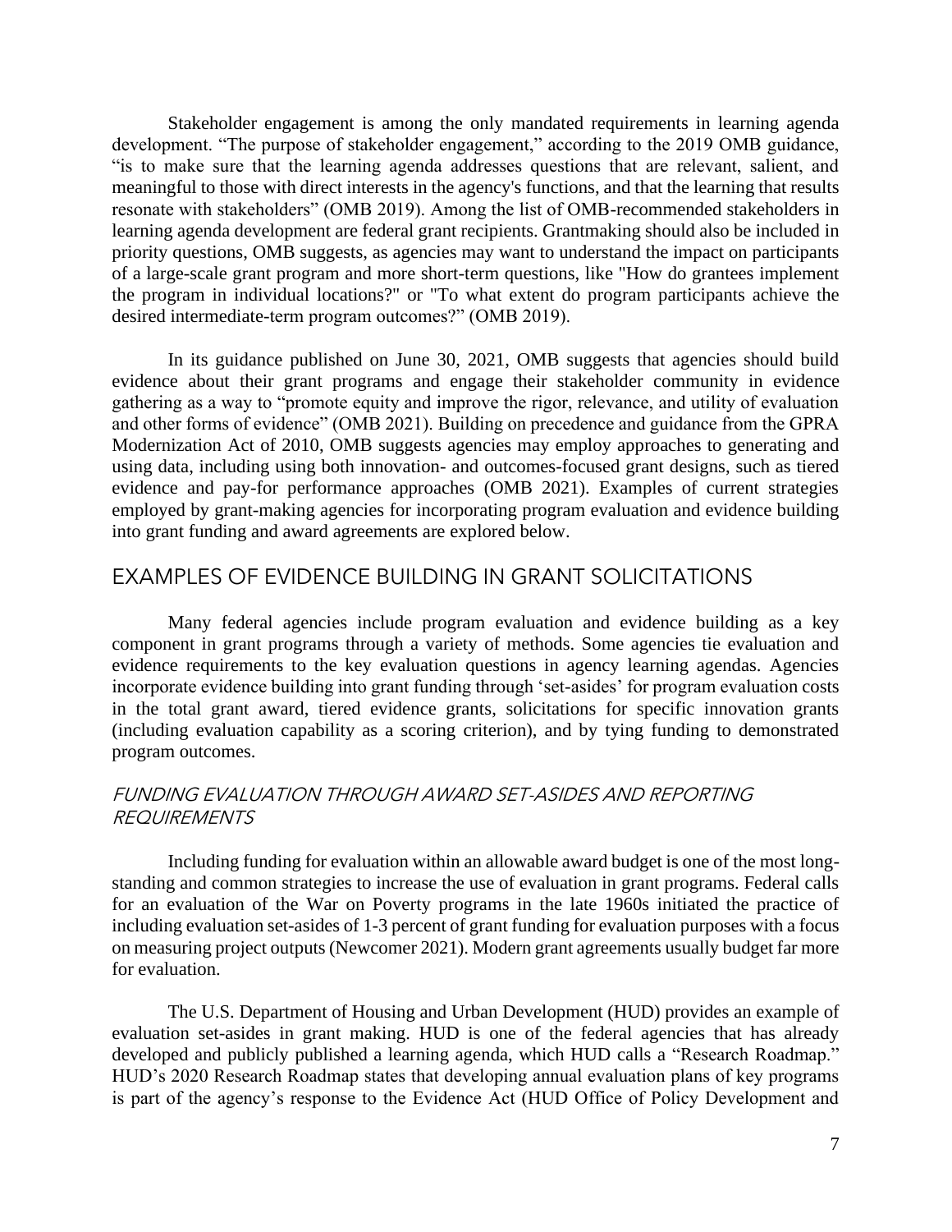Stakeholder engagement is among the only mandated requirements in learning agenda development. "The purpose of stakeholder engagement," according to the 2019 OMB guidance, "is to make sure that the learning agenda addresses questions that are relevant, salient, and meaningful to those with direct interests in the agency's functions, and that the learning that results resonate with stakeholders" (OMB 2019). Among the list of OMB-recommended stakeholders in learning agenda development are federal grant recipients. Grantmaking should also be included in priority questions, OMB suggests, as agencies may want to understand the impact on participants of a large-scale grant program and more short-term questions, like "How do grantees implement the program in individual locations?" or "To what extent do program participants achieve the desired intermediate-term program outcomes?" (OMB 2019).

In its guidance published on June 30, 2021, OMB suggests that agencies should build evidence about their grant programs and engage their stakeholder community in evidence gathering as a way to "promote equity and improve the rigor, relevance, and utility of evaluation and other forms of evidence" (OMB 2021). Building on precedence and guidance from the GPRA Modernization Act of 2010, OMB suggests agencies may employ approaches to generating and using data, including using both innovation- and outcomes-focused grant designs, such as tiered evidence and pay-for performance approaches (OMB 2021). Examples of current strategies employed by grant-making agencies for incorporating program evaluation and evidence building into grant funding and award agreements are explored below.

## EXAMPLES OF EVIDENCE BUILDING IN GRANT SOLICITATIONS

Many federal agencies include program evaluation and evidence building as a key component in grant programs through a variety of methods. Some agencies tie evaluation and evidence requirements to the key evaluation questions in agency learning agendas. Agencies incorporate evidence building into grant funding through 'set-asides' for program evaluation costs in the total grant award, tiered evidence grants, solicitations for specific innovation grants (including evaluation capability as a scoring criterion), and by tying funding to demonstrated program outcomes.

### *FUNDING EVALUATION THROUGH AWARD SET-ASIDES AND REPORTING REQUIREMENTS*

Including funding for evaluation within an allowable award budget is one of the most long-standing and common strategies to increase the use of evaluation in grant programs. Federal calls for an evaluation of the War on Poverty programs in the late 1960s initiated the practice of including evaluation set-asides of 1-3 percent of grant funding for evaluation purposes with a focus on measuring project outputs (Newcomer 2021). Modern grant agreements usually budget far more for evaluation.

The U.S. Department of Housing and Urban Development (HUD) provides an example of evaluation set-asides in grant making. HUD is one of the federal agencies that has already developed and publicly published a learning agenda, which HUD calls a "Research Roadmap." HUD's 2020 Research Roadmap states that developing annual evaluation plans of key programs is part of the agency's response to the Evidence Act (HUD Office of Policy Development and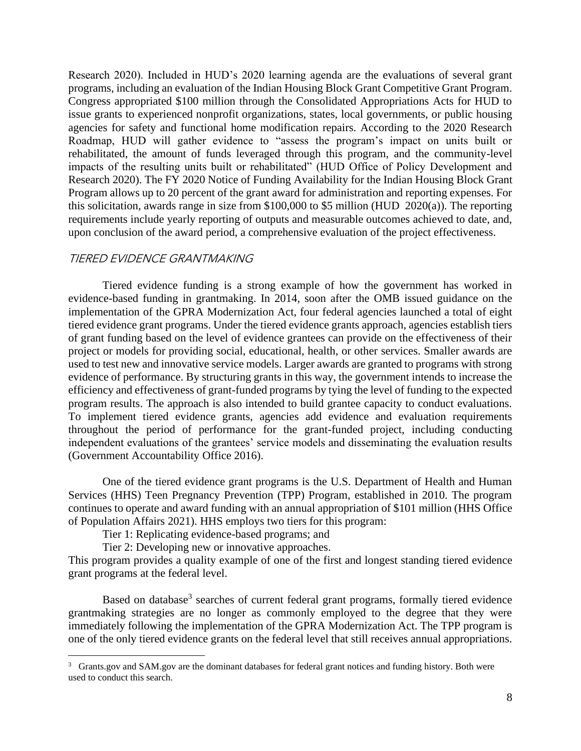Research 2020). Included in HUD's 2020 learning agenda are the evaluations of several grant programs, including an evaluation of the Indian Housing Block Grant Competitive Grant Program. Congress appropriated $100 million through the Consolidated Appropriations Acts for HUD to issue grants to experienced nonprofit organizations, states, local governments, or public housing agencies for safety and functional home modification repairs. According to the 2020 Research Roadmap, HUD will gather evidence to "assess the program's impact on units built or rehabilitated, the amount of funds leveraged through this program, and the community-level impacts of the resulting units built or rehabilitated" (HUD Office of Policy Development and Research 2020). The FY 2020 Notice of Funding Availability for the Indian Housing Block Grant Program allows up to 20 percent of the grant award for administration and reporting expenses. For this solicitation, awards range in size from $100,000 to $5 million (HUD 2020(a)). The reporting requirements include yearly reporting of outputs and measurable outcomes achieved to date, and, upon conclusion of the award period, a comprehensive evaluation of the project effectiveness.

### *TIERED EVIDENCE GRANTMAKING*

Tiered evidence funding is a strong example of how the government has worked in evidence-based funding in grantmaking. In 2014, soon after the OMB issued guidance on the implementation of the GPRA Modernization Act, four federal agencies launched a total of eight tiered evidence grant programs. Under the tiered evidence grants approach, agencies establish tiers of grant funding based on the level of evidence grantees can provide on the effectiveness of their project or models for providing social, educational, health, or other services. Smaller awards are used to test new and innovative service models. Larger awards are granted to programs with strong evidence of performance. By structuring grants in this way, the government intends to increase the efficiency and effectiveness of grant-funded programs by tying the level of funding to the expected program results. The approach is also intended to build grantee capacity to conduct evaluations. To implement tiered evidence grants, agencies add evidence and evaluation requirements throughout the period of performance for the grant-funded project, including conducting independent evaluations of the grantees' service models and disseminating the evaluation results (Government Accountability Office 2016).

One of the tiered evidence grant programs is the U.S. Department of Health and Human Services (HHS) Teen Pregnancy Prevention (TPP) Program, established in 2010. The program continues to operate and award funding with an annual appropriation of $101 million (HHS Office of Population Affairs 2021). HHS employs two tiers for this program:

Tier 1: Replicating evidence-based programs; and

Tier 2: Developing new or innovative approaches.

This program provides a quality example of one of the first and longest standing tiered evidence grant programs at the federal level.

Based on database[3] searches of current federal grant programs, formally tiered evidence grantmaking strategies are no longer as commonly employed to the degree that they were immediately following the implementation of the GPRA Modernization Act. The TPP program is one of the only tiered evidence grants on the federal level that still receives annual appropriations.

[3] Grants.gov and SAM.gov are the dominant databases for federal grant notices and funding history. Both were used to conduct this search.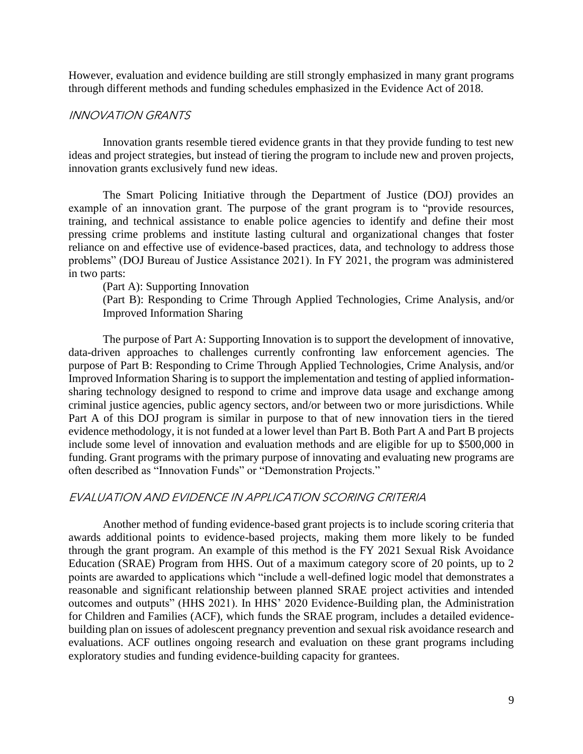However, evaluation and evidence building are still strongly emphasized in many grant programs through different methods and funding schedules emphasized in the Evidence Act of 2018.

### *INNOVATION GRANTS*

Innovation grants resemble tiered evidence grants in that they provide funding to test new ideas and project strategies, but instead of tiering the program to include new and proven projects, innovation grants exclusively fund new ideas.

The Smart Policing Initiative through the Department of Justice (DOJ) provides an example of an innovation grant. The purpose of the grant program is to "provide resources, training, and technical assistance to enable police agencies to identify and define their most pressing crime problems and institute lasting cultural and organizational changes that foster reliance on and effective use of evidence-based practices, data, and technology to address those problems" (DOJ Bureau of Justice Assistance 2021). In FY 2021, the program was administered in two parts:

(Part A): Supporting Innovation

(Part B): Responding to Crime Through Applied Technologies, Crime Analysis, and/or Improved Information Sharing

The purpose of Part A: Supporting Innovation is to support the development of innovative, data-driven approaches to challenges currently confronting law enforcement agencies. The purpose of Part B: Responding to Crime Through Applied Technologies, Crime Analysis, and/or Improved Information Sharing is to support the implementation and testing of applied information-sharing technology designed to respond to crime and improve data usage and exchange among criminal justice agencies, public agency sectors, and/or between two or more jurisdictions. While Part A of this DOJ program is similar in purpose to that of new innovation tiers in the tiered evidence methodology, it is not funded at a lower level than Part B. Both Part A and Part B projects include some level of innovation and evaluation methods and are eligible for up to $500,000 in funding. Grant programs with the primary purpose of innovating and evaluating new programs are often described as "Innovation Funds" or "Demonstration Projects."

### *EVALUATION AND EVIDENCE IN APPLICATION SCORING CRITERIA*

Another method of funding evidence-based grant projects is to include scoring criteria that awards additional points to evidence-based projects, making them more likely to be funded through the grant program. An example of this method is the FY 2021 Sexual Risk Avoidance Education (SRAE) Program from HHS. Out of a maximum category score of 20 points, up to 2 points are awarded to applications which "include a well-defined logic model that demonstrates a reasonable and significant relationship between planned SRAE project activities and intended outcomes and outputs" (HHS 2021). In HHS' 2020 Evidence-Building plan, the Administration for Children and Families (ACF), which funds the SRAE program, includes a detailed evidence-building plan on issues of adolescent pregnancy prevention and sexual risk avoidance research and evaluations. ACF outlines ongoing research and evaluation on these grant programs including exploratory studies and funding evidence-building capacity for grantees.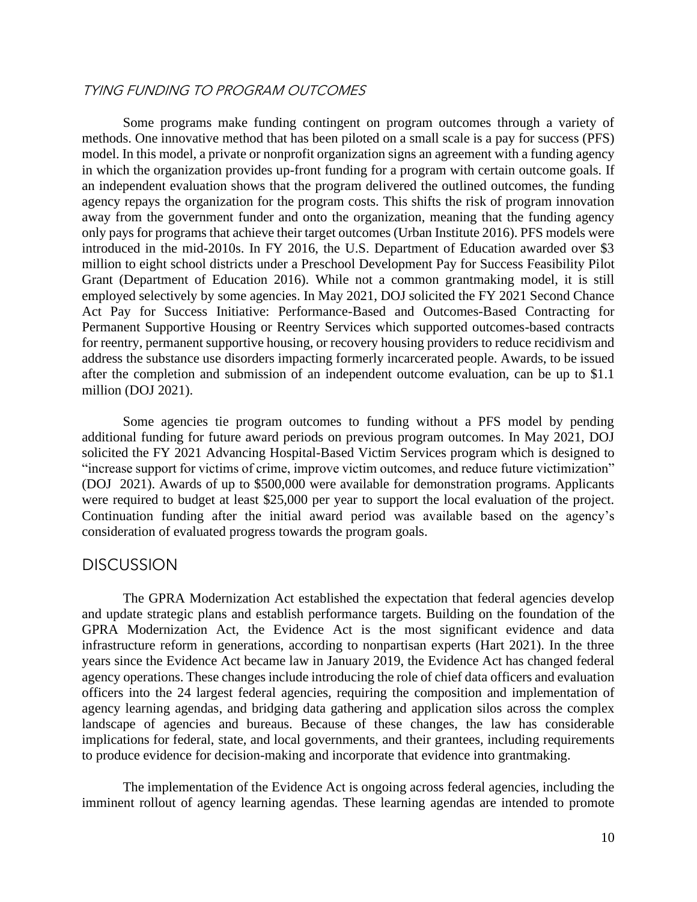### *TYING FUNDING TO PROGRAM OUTCOMES*

Some programs make funding contingent on program outcomes through a variety of methods. One innovative method that has been piloted on a small scale is a pay for success (PFS) model. In this model, a private or nonprofit organization signs an agreement with a funding agency in which the organization provides up-front funding for a program with certain outcome goals. If an independent evaluation shows that the program delivered the outlined outcomes, the funding agency repays the organization for the program costs. This shifts the risk of program innovation away from the government funder and onto the organization, meaning that the funding agency only pays for programs that achieve their target outcomes (Urban Institute 2016). PFS models were introduced in the mid-2010s. In FY 2016, the U.S. Department of Education awarded over $3 million to eight school districts under a Preschool Development Pay for Success Feasibility Pilot Grant (Department of Education 2016). While not a common grantmaking model, it is still employed selectively by some agencies. In May 2021, DOJ solicited the FY 2021 Second Chance Act Pay for Success Initiative: Performance-Based and Outcomes-Based Contracting for Permanent Supportive Housing or Reentry Services which supported outcomes-based contracts for reentry, permanent supportive housing, or recovery housing providers to reduce recidivism and address the substance use disorders impacting formerly incarcerated people. Awards, to be issued after the completion and submission of an independent outcome evaluation, can be up to $1.1 million (DOJ 2021).

Some agencies tie program outcomes to funding without a PFS model by pending additional funding for future award periods on previous program outcomes. In May 2021, DOJ solicited the FY 2021 Advancing Hospital-Based Victim Services program which is designed to "increase support for victims of crime, improve victim outcomes, and reduce future victimization" (DOJ 2021). Awards of up to $500,000 were available for demonstration programs. Applicants were required to budget at least $25,000 per year to support the local evaluation of the project. Continuation funding after the initial award period was available based on the agency's consideration of evaluated progress towards the program goals.

## DISCUSSION

The GPRA Modernization Act established the expectation that federal agencies develop and update strategic plans and establish performance targets. Building on the foundation of the GPRA Modernization Act, the Evidence Act is the most significant evidence and data infrastructure reform in generations, according to nonpartisan experts (Hart 2021). In the three years since the Evidence Act became law in January 2019, the Evidence Act has changed federal agency operations. These changes include introducing the role of chief data officers and evaluation officers into the 24 largest federal agencies, requiring the composition and implementation of agency learning agendas, and bridging data gathering and application silos across the complex landscape of agencies and bureaus. Because of these changes, the law has considerable implications for federal, state, and local governments, and their grantees, including requirements to produce evidence for decision-making and incorporate that evidence into grantmaking.

The implementation of the Evidence Act is ongoing across federal agencies, including the imminent rollout of agency learning agendas. These learning agendas are intended to promote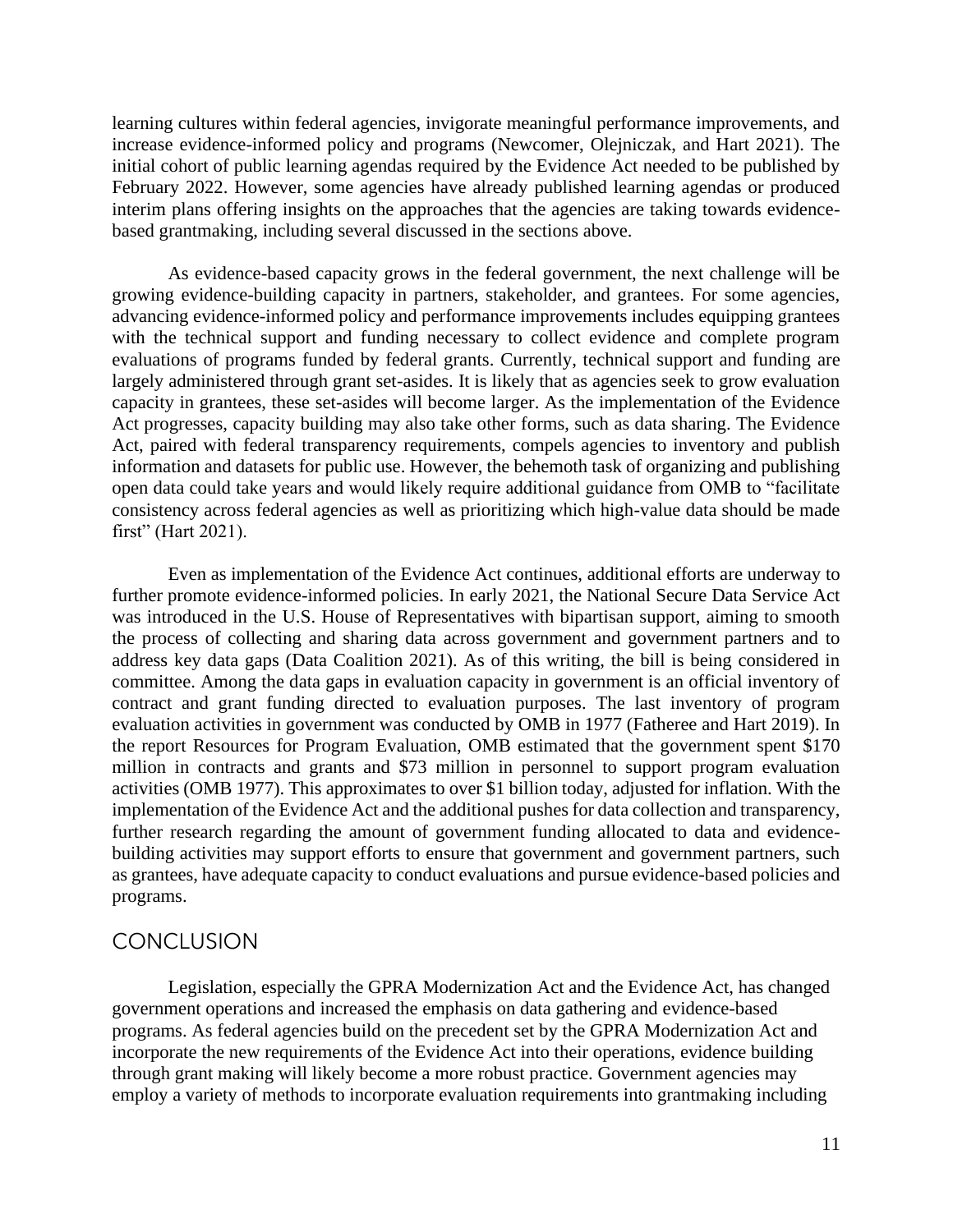learning cultures within federal agencies, invigorate meaningful performance improvements, and increase evidence-informed policy and programs (Newcomer, Olejniczak, and Hart 2021). The initial cohort of public learning agendas required by the Evidence Act needed to be published by February 2022. However, some agencies have already published learning agendas or produced interim plans offering insights on the approaches that the agencies are taking towards evidence-based grantmaking, including several discussed in the sections above.

As evidence-based capacity grows in the federal government, the next challenge will be growing evidence-building capacity in partners, stakeholder, and grantees. For some agencies, advancing evidence-informed policy and performance improvements includes equipping grantees with the technical support and funding necessary to collect evidence and complete program evaluations of programs funded by federal grants. Currently, technical support and funding are largely administered through grant set-asides. It is likely that as agencies seek to grow evaluation capacity in grantees, these set-asides will become larger. As the implementation of the Evidence Act progresses, capacity building may also take other forms, such as data sharing. The Evidence Act, paired with federal transparency requirements, compels agencies to inventory and publish information and datasets for public use. However, the behemoth task of organizing and publishing open data could take years and would likely require additional guidance from OMB to "facilitate consistency across federal agencies as well as prioritizing which high-value data should be made first" (Hart 2021).

Even as implementation of the Evidence Act continues, additional efforts are underway to further promote evidence-informed policies. In early 2021, the National Secure Data Service Act was introduced in the U.S. House of Representatives with bipartisan support, aiming to smooth the process of collecting and sharing data across government and government partners and to address key data gaps (Data Coalition 2021). As of this writing, the bill is being considered in committee. Among the data gaps in evaluation capacity in government is an official inventory of contract and grant funding directed to evaluation purposes. The last inventory of program evaluation activities in government was conducted by OMB in 1977 (Fatheree and Hart 2019). In the report Resources for Program Evaluation, OMB estimated that the government spent $170 million in contracts and grants and $73 million in personnel to support program evaluation activities (OMB 1977). This approximates to over $1 billion today, adjusted for inflation. With the implementation of the Evidence Act and the additional pushes for data collection and transparency, further research regarding the amount of government funding allocated to data and evidence-building activities may support efforts to ensure that government and government partners, such as grantees, have adequate capacity to conduct evaluations and pursue evidence-based policies and programs.

## CONCLUSION

Legislation, especially the GPRA Modernization Act and the Evidence Act, has changed government operations and increased the emphasis on data gathering and evidence-based programs. As federal agencies build on the precedent set by the GPRA Modernization Act and incorporate the new requirements of the Evidence Act into their operations, evidence building through grant making will likely become a more robust practice. Government agencies may employ a variety of methods to incorporate evaluation requirements into grantmaking including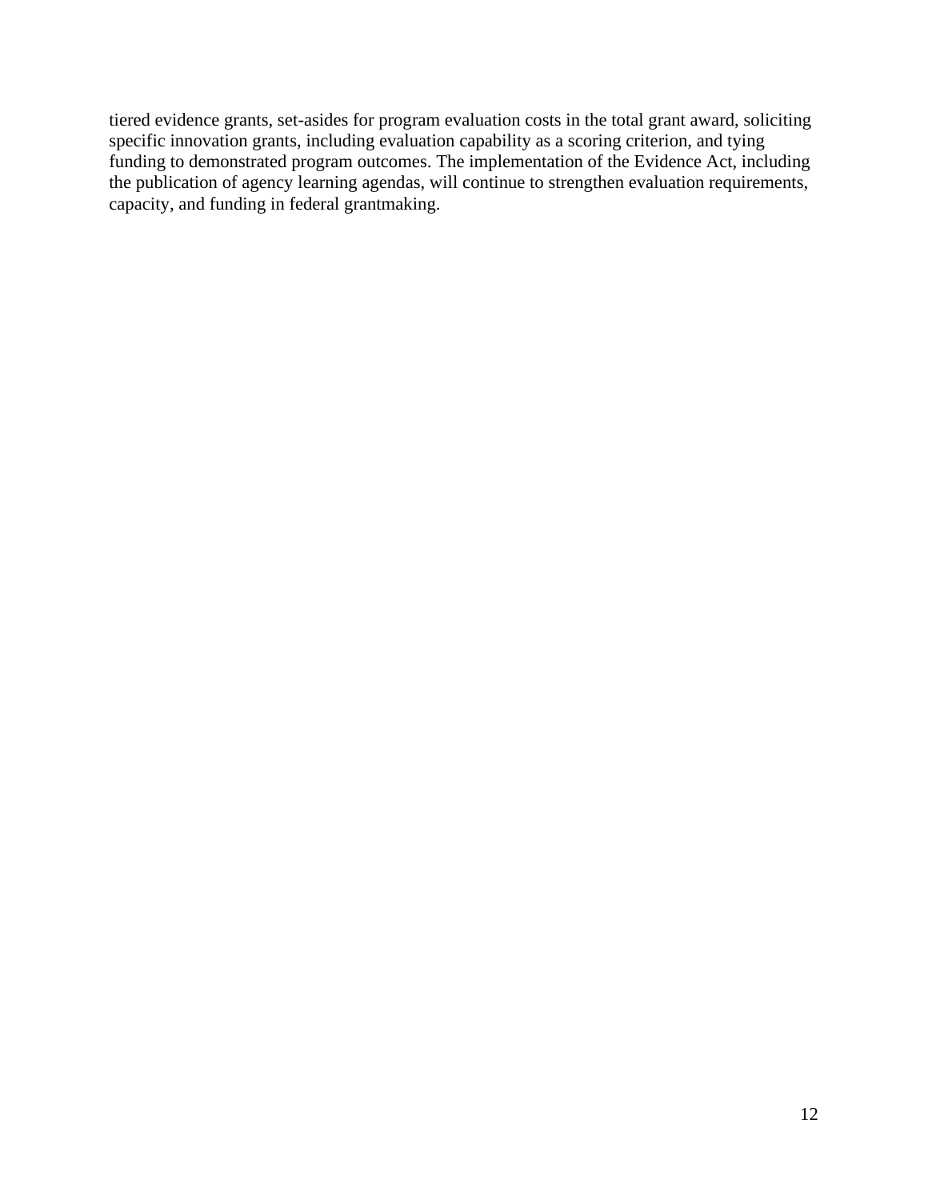tiered evidence grants, set-asides for program evaluation costs in the total grant award, soliciting specific innovation grants, including evaluation capability as a scoring criterion, and tying funding to demonstrated program outcomes. The implementation of the Evidence Act, including the publication of agency learning agendas, will continue to strengthen evaluation requirements, capacity, and funding in federal grantmaking.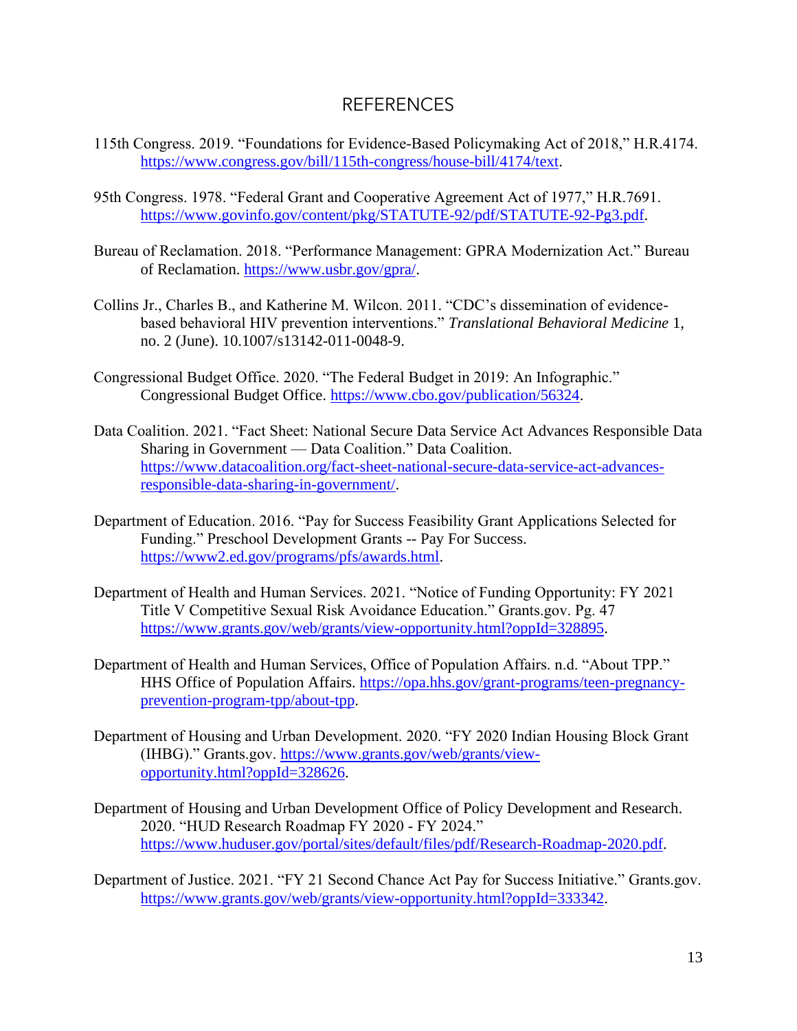# REFERENCES

115th Congress. 2019. "Foundations for Evidence-Based Policymaking Act of 2018," H.R.4174. https://www.congress.gov/bill/115th-congress/house-bill/4174/text.

95th Congress. 1978. "Federal Grant and Cooperative Agreement Act of 1977," H.R.7691. https://www.govinfo.gov/content/pkg/STATUTE-92/pdf/STATUTE-92-Pg3.pdf.

Bureau of Reclamation. 2018. "Performance Management: GPRA Modernization Act." Bureau of Reclamation. https://www.usbr.gov/gpra/.

Collins Jr., Charles B., and Katherine M. Wilcon. 2011. "CDC's dissemination of evidence-based behavioral HIV prevention interventions." *Translational Behavioral Medicine* 1, no. 2 (June). 10.1007/s13142-011-0048-9.

Congressional Budget Office. 2020. "The Federal Budget in 2019: An Infographic." Congressional Budget Office. https://www.cbo.gov/publication/56324.

Data Coalition. 2021. "Fact Sheet: National Secure Data Service Act Advances Responsible Data Sharing in Government — Data Coalition." Data Coalition. https://www.datacoalition.org/fact-sheet-national-secure-data-service-act-advances-responsible-data-sharing-in-government/.

Department of Education. 2016. "Pay for Success Feasibility Grant Applications Selected for Funding." Preschool Development Grants -- Pay For Success. https://www2.ed.gov/programs/pfs/awards.html.

Department of Health and Human Services. 2021. "Notice of Funding Opportunity: FY 2021 Title V Competitive Sexual Risk Avoidance Education." Grants.gov. Pg. 47 https://www.grants.gov/web/grants/view-opportunity.html?oppId=328895.

Department of Health and Human Services, Office of Population Affairs. n.d. "About TPP." HHS Office of Population Affairs. https://opa.hhs.gov/grant-programs/teen-pregnancy-prevention-program-tpp/about-tpp.

Department of Housing and Urban Development. 2020. "FY 2020 Indian Housing Block Grant (IHBG)." Grants.gov. https://www.grants.gov/web/grants/view-opportunity.html?oppId=328626.

Department of Housing and Urban Development Office of Policy Development and Research. 2020. "HUD Research Roadmap FY 2020 - FY 2024." https://www.huduser.gov/portal/sites/default/files/pdf/Research-Roadmap-2020.pdf.

Department of Justice. 2021. "FY 21 Second Chance Act Pay for Success Initiative." Grants.gov. https://www.grants.gov/web/grants/view-opportunity.html?oppId=333342.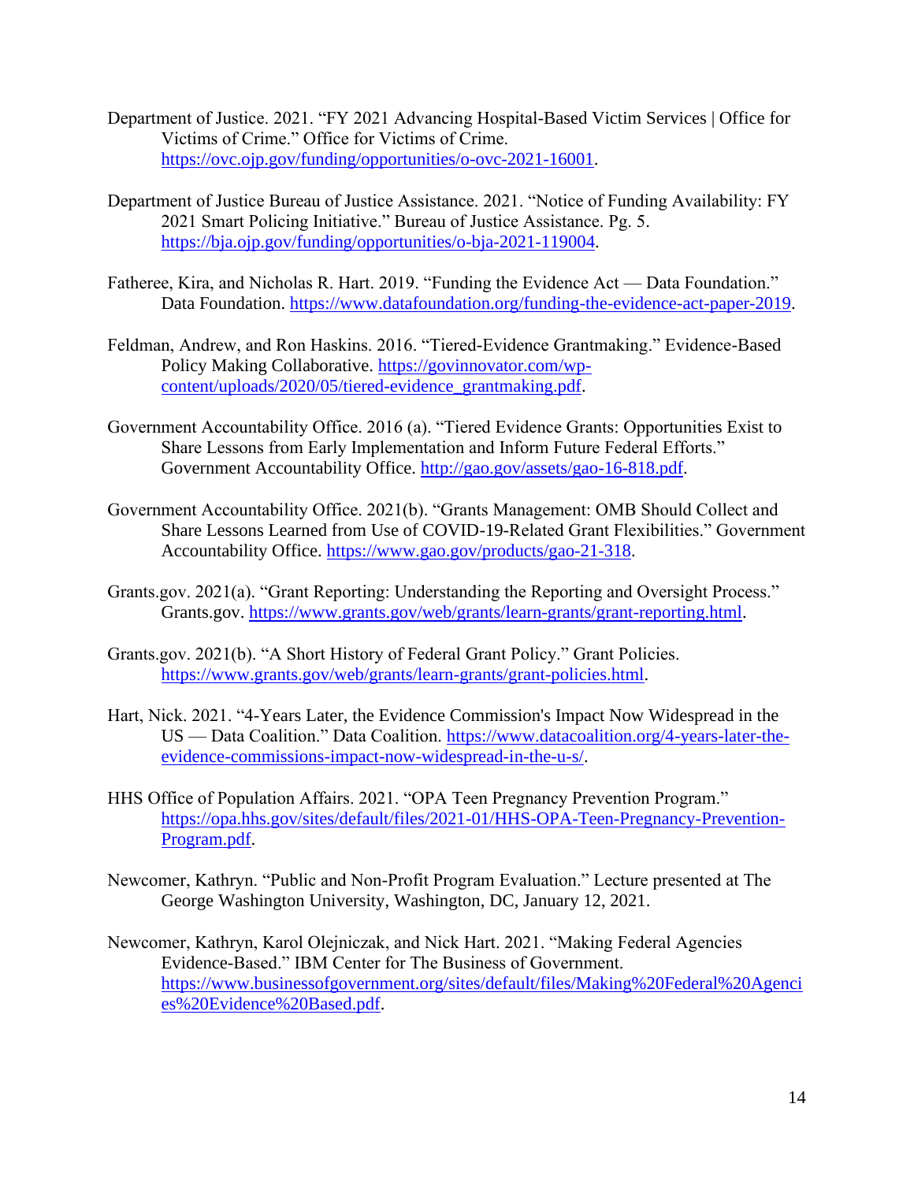Department of Justice. 2021. "FY 2021 Advancing Hospital-Based Victim Services | Office for Victims of Crime." Office for Victims of Crime. https://ovc.ojp.gov/funding/opportunities/o-ovc-2021-16001.

Department of Justice Bureau of Justice Assistance. 2021. "Notice of Funding Availability: FY 2021 Smart Policing Initiative." Bureau of Justice Assistance. Pg. 5. https://bja.ojp.gov/funding/opportunities/o-bja-2021-119004.

Fatheree, Kira, and Nicholas R. Hart. 2019. "Funding the Evidence Act — Data Foundation." Data Foundation. https://www.datafoundation.org/funding-the-evidence-act-paper-2019.

Feldman, Andrew, and Ron Haskins. 2016. "Tiered-Evidence Grantmaking." Evidence-Based Policy Making Collaborative. https://govinnovator.com/wp-content/uploads/2020/05/tiered-evidence_grantmaking.pdf.

Government Accountability Office. 2016 (a). "Tiered Evidence Grants: Opportunities Exist to Share Lessons from Early Implementation and Inform Future Federal Efforts." Government Accountability Office. http://gao.gov/assets/gao-16-818.pdf.

Government Accountability Office. 2021(b). "Grants Management: OMB Should Collect and Share Lessons Learned from Use of COVID-19-Related Grant Flexibilities." Government Accountability Office. https://www.gao.gov/products/gao-21-318.

Grants.gov. 2021(a). "Grant Reporting: Understanding the Reporting and Oversight Process." Grants.gov. https://www.grants.gov/web/grants/learn-grants/grant-reporting.html.

Grants.gov. 2021(b). "A Short History of Federal Grant Policy." Grant Policies. https://www.grants.gov/web/grants/learn-grants/grant-policies.html.

Hart, Nick. 2021. "4-Years Later, the Evidence Commission's Impact Now Widespread in the US — Data Coalition." Data Coalition. https://www.datacoalition.org/4-years-later-the-evidence-commissions-impact-now-widespread-in-the-u-s/.

HHS Office of Population Affairs. 2021. "OPA Teen Pregnancy Prevention Program." https://opa.hhs.gov/sites/default/files/2021-01/HHS-OPA-Teen-Pregnancy-Prevention-Program.pdf.

Newcomer, Kathryn. "Public and Non-Profit Program Evaluation." Lecture presented at The George Washington University, Washington, DC, January 12, 2021.

Newcomer, Kathryn, Karol Olejniczak, and Nick Hart. 2021. "Making Federal Agencies Evidence-Based." IBM Center for The Business of Government. https://www.businessofgovernment.org/sites/default/files/Making%20Federal%20Agencies%20Evidence%20Based.pdf.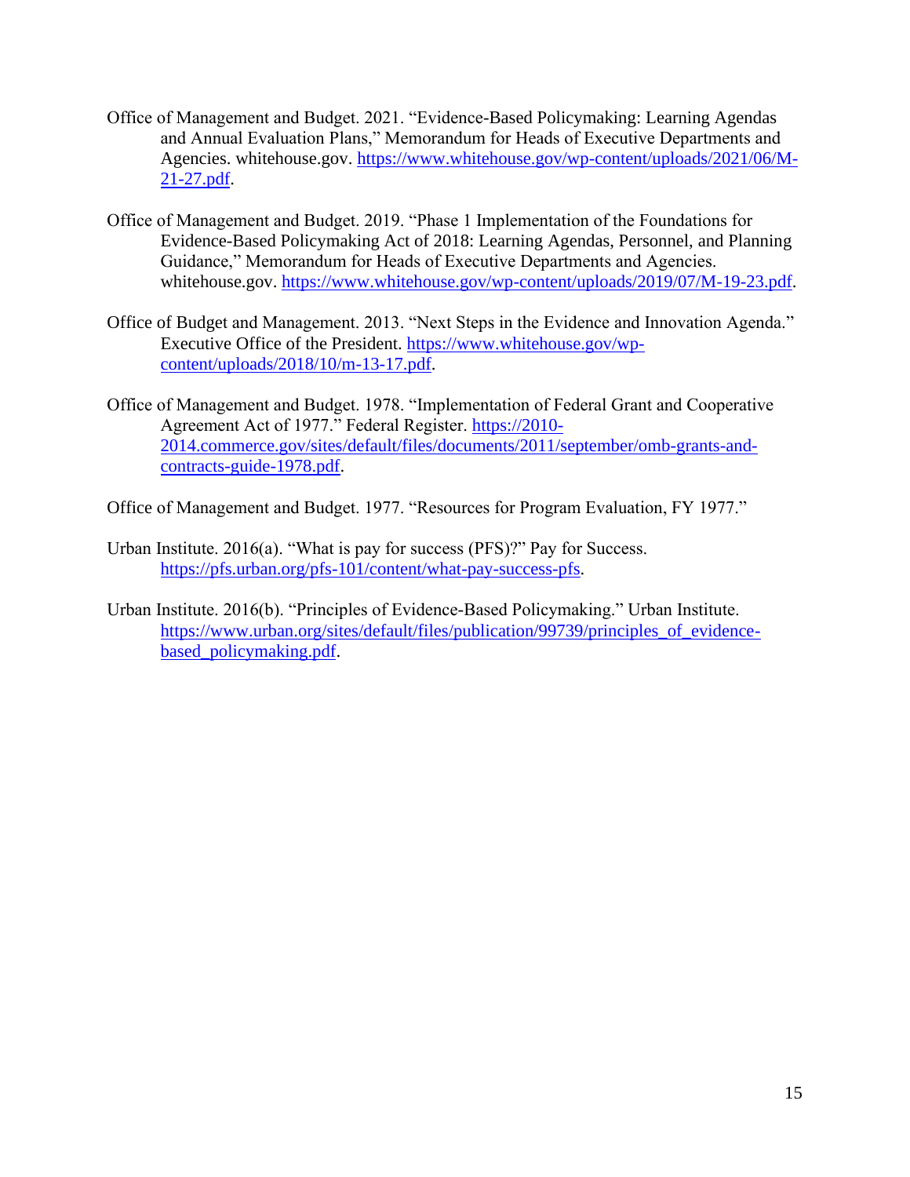Office of Management and Budget. 2021. "Evidence-Based Policymaking: Learning Agendas and Annual Evaluation Plans," Memorandum for Heads of Executive Departments and Agencies. whitehouse.gov. https://www.whitehouse.gov/wp-content/uploads/2021/06/M-21-27.pdf.

Office of Management and Budget. 2019. "Phase 1 Implementation of the Foundations for Evidence-Based Policymaking Act of 2018: Learning Agendas, Personnel, and Planning Guidance," Memorandum for Heads of Executive Departments and Agencies. whitehouse.gov. https://www.whitehouse.gov/wp-content/uploads/2019/07/M-19-23.pdf.

Office of Budget and Management. 2013. "Next Steps in the Evidence and Innovation Agenda." Executive Office of the President. https://www.whitehouse.gov/wp-content/uploads/2018/10/m-13-17.pdf.

Office of Management and Budget. 1978. "Implementation of Federal Grant and Cooperative Agreement Act of 1977." Federal Register. https://2010-2014.commerce.gov/sites/default/files/documents/2011/september/omb-grants-and-contracts-guide-1978.pdf.

Office of Management and Budget. 1977. "Resources for Program Evaluation, FY 1977."

Urban Institute. 2016(a). "What is pay for success (PFS)?" Pay for Success. https://pfs.urban.org/pfs-101/content/what-pay-success-pfs.

Urban Institute. 2016(b). "Principles of Evidence-Based Policymaking." Urban Institute. https://www.urban.org/sites/default/files/publication/99739/principles_of_evidence-based_policymaking.pdf.